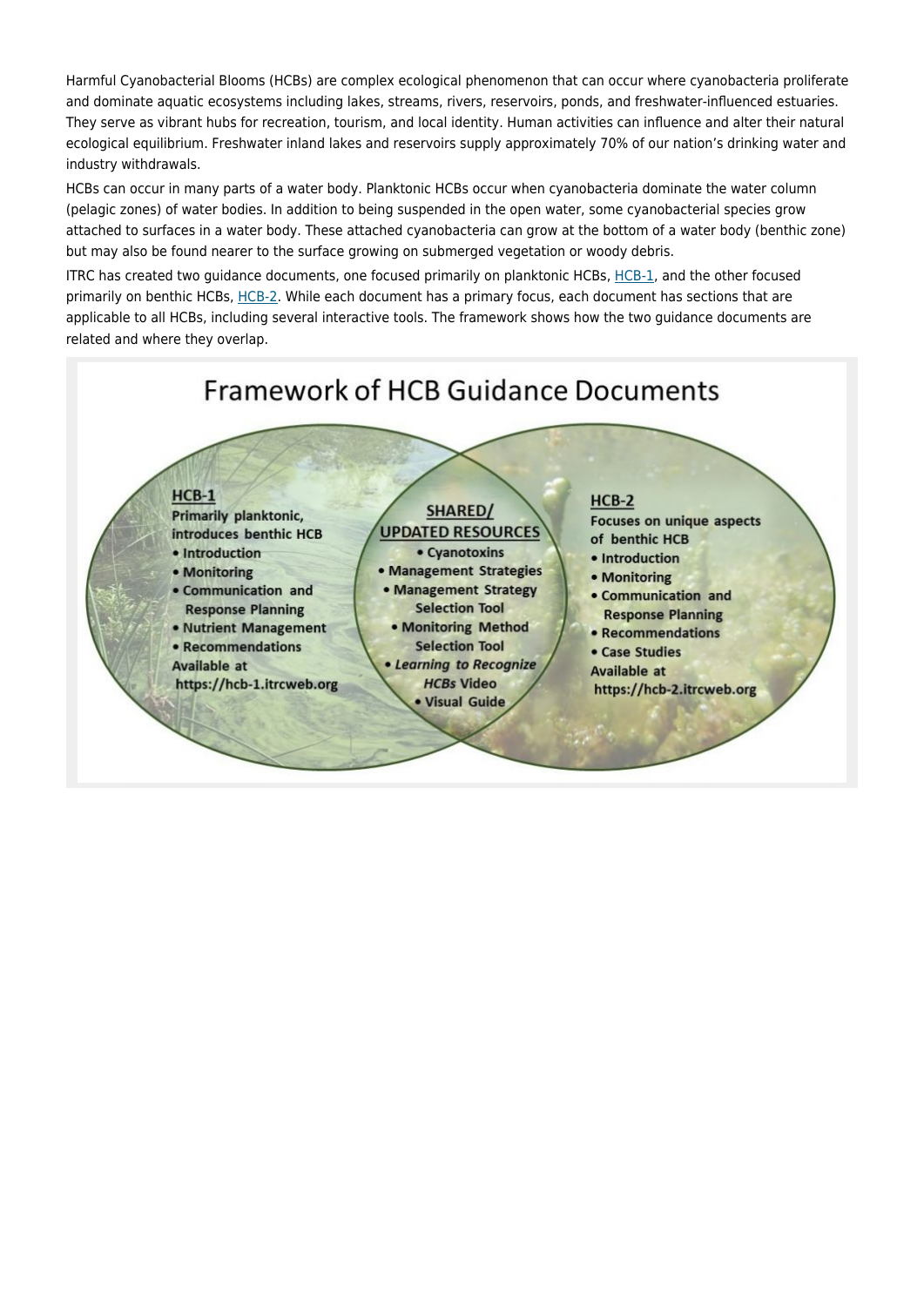Harmful Cyanobacterial Blooms (HCBs) are complex ecological phenomenon that can occur where cyanobacteria proliferate and dominate aquatic ecosystems including lakes, streams, rivers, reservoirs, ponds, and freshwater-influenced estuaries. They serve as vibrant hubs for recreation, tourism, and local identity. Human activities can influence and alter their natural ecological equilibrium. Freshwater inland lakes and reservoirs supply approximately 70% of our nation's drinking water and industry withdrawals.

HCBs can occur in many parts of a water body. Planktonic HCBs occur when cyanobacteria dominate the water column (pelagic zones) of water bodies. In addition to being suspended in the open water, some cyanobacterial species grow attached to surfaces in a water body. These attached cyanobacteria can grow at the bottom of a water body (benthic zone) but may also be found nearer to the surface growing on submerged vegetation or woody debris.

ITRC has created two guidance documents, one focused primarily on planktonic HCBs, [HCB-1](https://hcb-1.itrcweb.org), and the other focused primarily on benthic HCBs, [HCB-2](https://hcb-2.itrcweb.org). While each document has a primary focus, each document has sections that are applicable to all HCBs, including several interactive tools. The framework shows how the two guidance documents are related and where they overlap.

## Framework of HCB Guidance Documents

**HCB-1**

Primarily planktonic, introduces benthic HCB

- Introduction
- Monitoring
- Communication and Response Planning
- Nutrient Management
- Recommendations

Available at https://hcb-1.itrcweb.org

**SHARED/ UPDATED RESOURCES**

- Cyanotoxins
- Management Strategies
- Management Strategy Selection Tool
- Monitoring Method Selection Tool
- *Learning to Recognize HCBs* Video
- Visual Guide

**HCB-2**

Focuses on unique aspects of benthic HCB

- Introduction
- Monitoring
- Communication and Response Planning
- Recommendations
- Case Studies

Available at https://hcb-2.itrcweb.org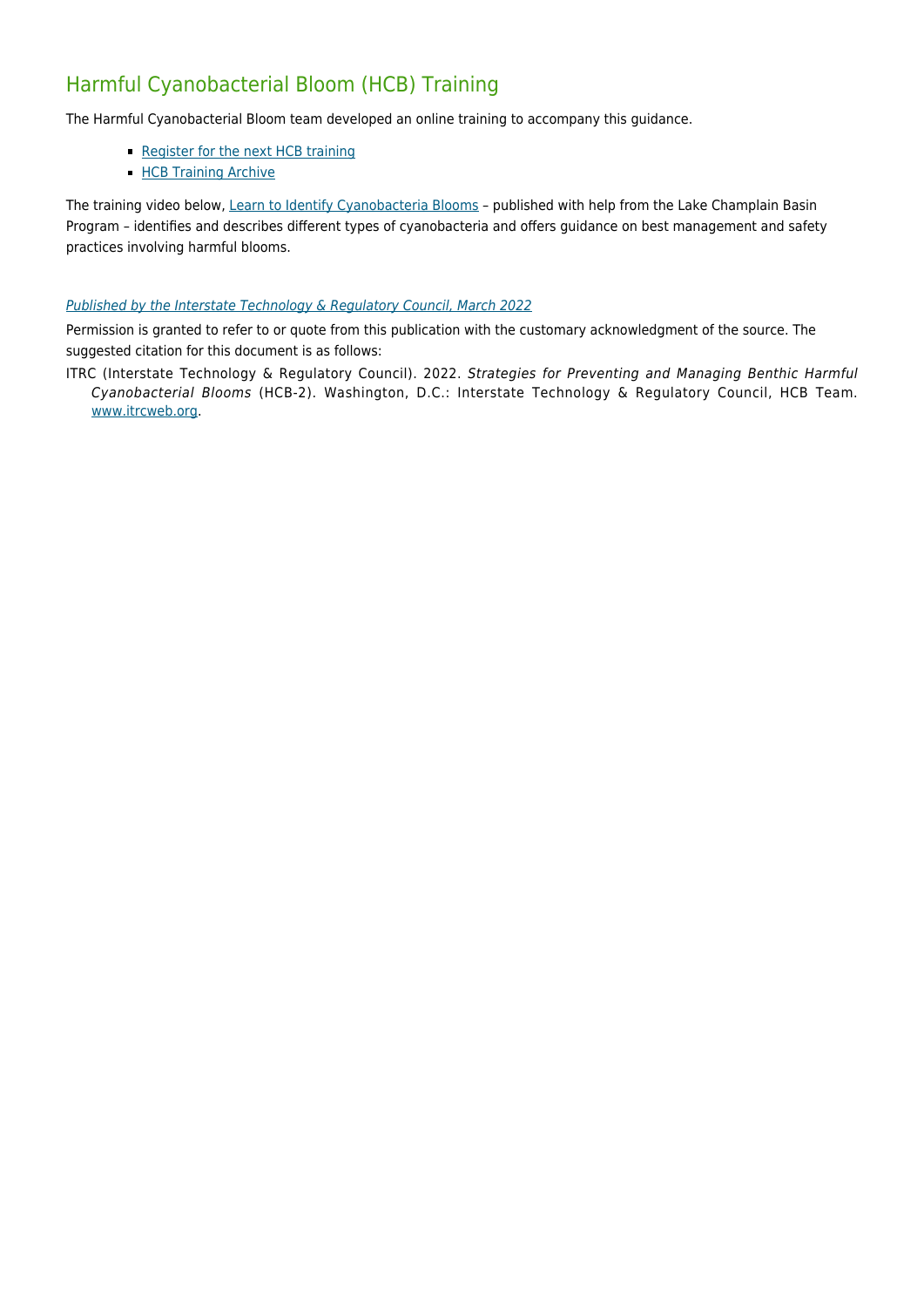## Harmful Cyanobacterial Bloom (HCB) Training

The Harmful Cyanobacterial Bloom team developed an online training to accompany this guidance.

- Register for the next HCB training
- HCB Training Archive

The training video below, Learn to Identify Cyanobacteria Blooms – published with help from the Lake Champlain Basin Program – identifies and describes different types of cyanobacteria and offers guidance on best management and safety practices involving harmful blooms.

*Published by the Interstate Technology & Regulatory Council, March 2022*

Permission is granted to refer to or quote from this publication with the customary acknowledgment of the source. The suggested citation for this document is as follows:

ITRC (Interstate Technology & Regulatory Council). 2022. *Strategies for Preventing and Managing Benthic Harmful Cyanobacterial Blooms* (HCB-2). Washington, D.C.: Interstate Technology & Regulatory Council, HCB Team. www.itrcweb.org.